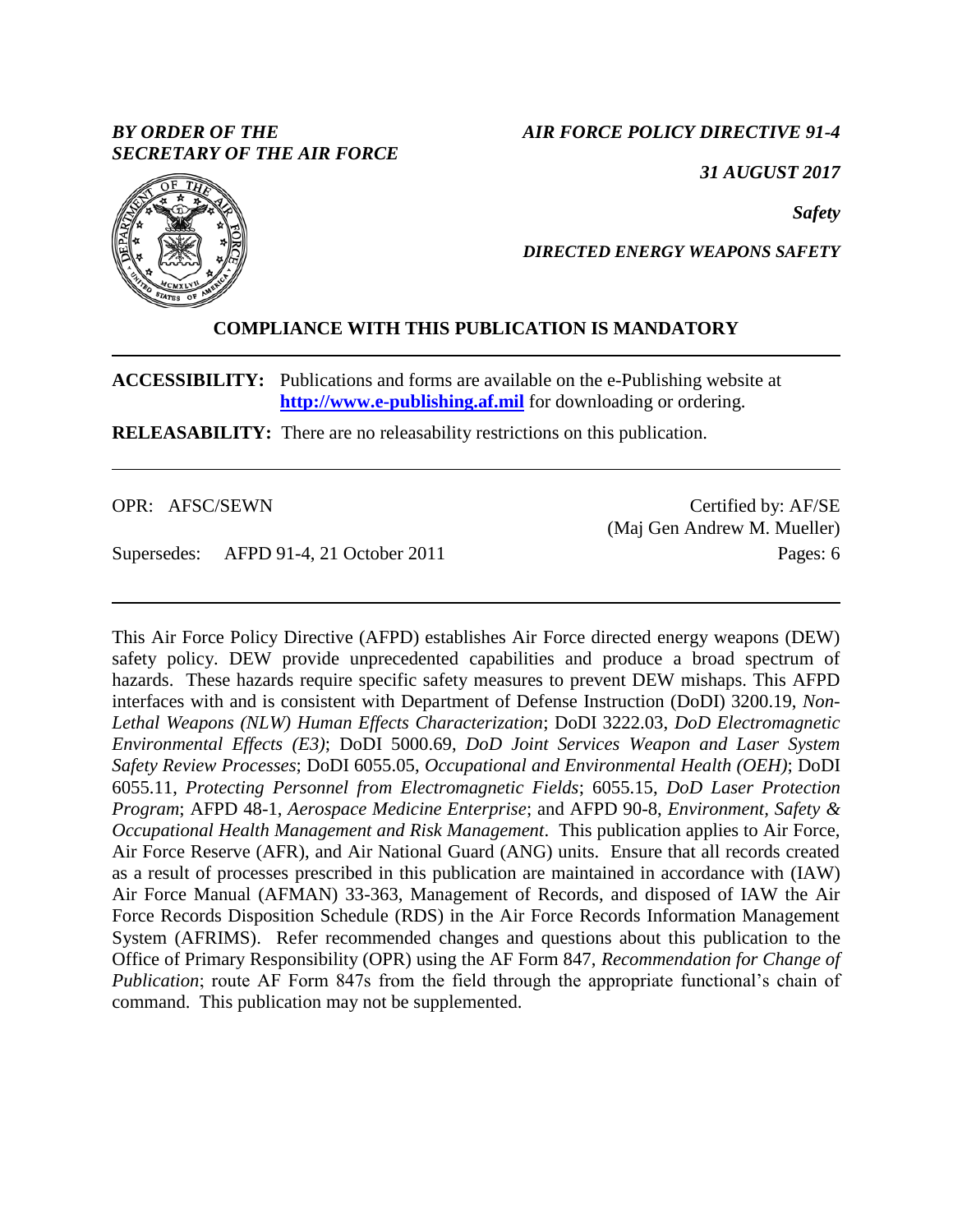*BY ORDER OF THE SECRETARY OF THE AIR FORCE*

*AIR FORCE POLICY DIRECTIVE 91-4*

*31 AUGUST 2017*

*Safety*

*DIRECTED ENERGY WEAPONS SAFETY*

**COMPLIANCE WITH THIS PUBLICATION IS MANDATORY**

---

**ACCESSIBILITY:** Publications and forms are available on the e-Publishing website at **http://www.e-publishing.af.mil** for downloading or ordering.

**RELEASABILITY:** There are no releasability restrictions on this publication.

---

OPR: AFSC/SEWN

Certified by: AF/SE (Maj Gen Andrew M. Mueller)

Supersedes: AFPD 91-4, 21 October 2011

Pages: 6

---

This Air Force Policy Directive (AFPD) establishes Air Force directed energy weapons (DEW) safety policy. DEW provide unprecedented capabilities and produce a broad spectrum of hazards. These hazards require specific safety measures to prevent DEW mishaps. This AFPD interfaces with and is consistent with Department of Defense Instruction (DoDI) 3200.19, *Non-Lethal Weapons (NLW) Human Effects Characterization*; DoDI 3222.03, *DoD Electromagnetic Environmental Effects (E3)*; DoDI 5000.69, *DoD Joint Services Weapon and Laser System Safety Review Processes*; DoDI 6055.05, *Occupational and Environmental Health (OEH)*; DoDI 6055.11, *Protecting Personnel from Electromagnetic Fields*; 6055.15, *DoD Laser Protection Program*; AFPD 48-1, *Aerospace Medicine Enterprise*; and AFPD 90-8, *Environment, Safety & Occupational Health Management and Risk Management*. This publication applies to Air Force, Air Force Reserve (AFR), and Air National Guard (ANG) units. Ensure that all records created as a result of processes prescribed in this publication are maintained in accordance with (IAW) Air Force Manual (AFMAN) 33-363, Management of Records, and disposed of IAW the Air Force Records Disposition Schedule (RDS) in the Air Force Records Information Management System (AFRIMS). Refer recommended changes and questions about this publication to the Office of Primary Responsibility (OPR) using the AF Form 847, *Recommendation for Change of Publication*; route AF Form 847s from the field through the appropriate functional's chain of command. This publication may not be supplemented.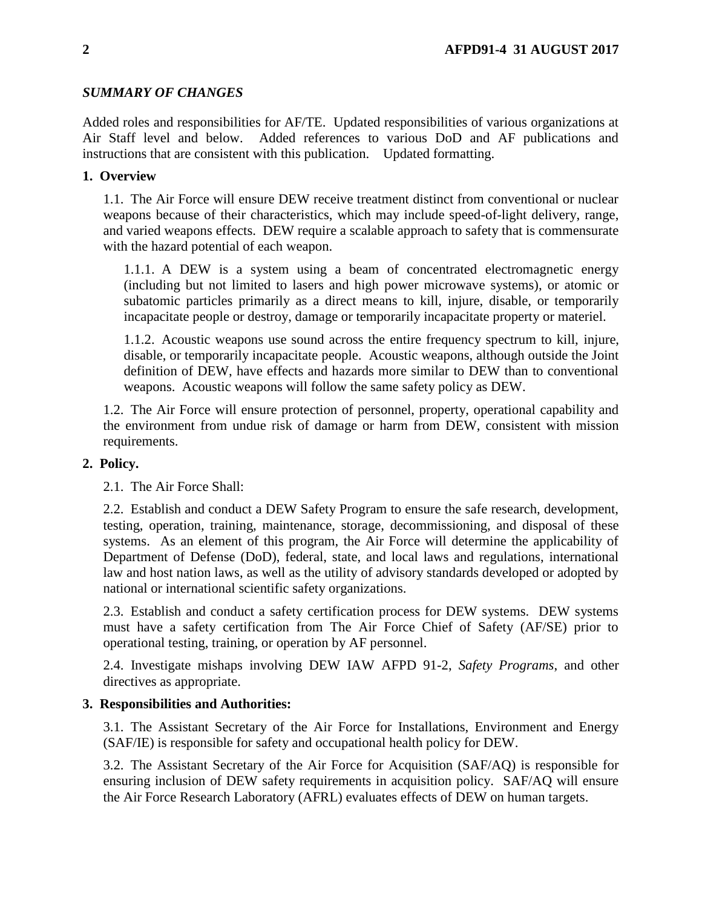***SUMMARY OF CHANGES***

Added roles and responsibilities for AF/TE. Updated responsibilities of various organizations at Air Staff level and below. Added references to various DoD and AF publications and instructions that are consistent with this publication. Updated formatting.

## 1. Overview

1.1. The Air Force will ensure DEW receive treatment distinct from conventional or nuclear weapons because of their characteristics, which may include speed-of-light delivery, range, and varied weapons effects. DEW require a scalable approach to safety that is commensurate with the hazard potential of each weapon.

1.1.1. A DEW is a system using a beam of concentrated electromagnetic energy (including but not limited to lasers and high power microwave systems), or atomic or subatomic particles primarily as a direct means to kill, injure, disable, or temporarily incapacitate people or destroy, damage or temporarily incapacitate property or materiel.

1.1.2. Acoustic weapons use sound across the entire frequency spectrum to kill, injure, disable, or temporarily incapacitate people. Acoustic weapons, although outside the Joint definition of DEW, have effects and hazards more similar to DEW than to conventional weapons. Acoustic weapons will follow the same safety policy as DEW.

1.2. The Air Force will ensure protection of personnel, property, operational capability and the environment from undue risk of damage or harm from DEW, consistent with mission requirements.

## 2. Policy.

2.1. The Air Force Shall:

2.2. Establish and conduct a DEW Safety Program to ensure the safe research, development, testing, operation, training, maintenance, storage, decommissioning, and disposal of these systems. As an element of this program, the Air Force will determine the applicability of Department of Defense (DoD), federal, state, and local laws and regulations, international law and host nation laws, as well as the utility of advisory standards developed or adopted by national or international scientific safety organizations.

2.3. Establish and conduct a safety certification process for DEW systems. DEW systems must have a safety certification from The Air Force Chief of Safety (AF/SE) prior to operational testing, training, or operation by AF personnel.

2.4. Investigate mishaps involving DEW IAW AFPD 91-2, *Safety Programs*, and other directives as appropriate.

## 3. Responsibilities and Authorities:

3.1. The Assistant Secretary of the Air Force for Installations, Environment and Energy (SAF/IE) is responsible for safety and occupational health policy for DEW.

3.2. The Assistant Secretary of the Air Force for Acquisition (SAF/AQ) is responsible for ensuring inclusion of DEW safety requirements in acquisition policy. SAF/AQ will ensure the Air Force Research Laboratory (AFRL) evaluates effects of DEW on human targets.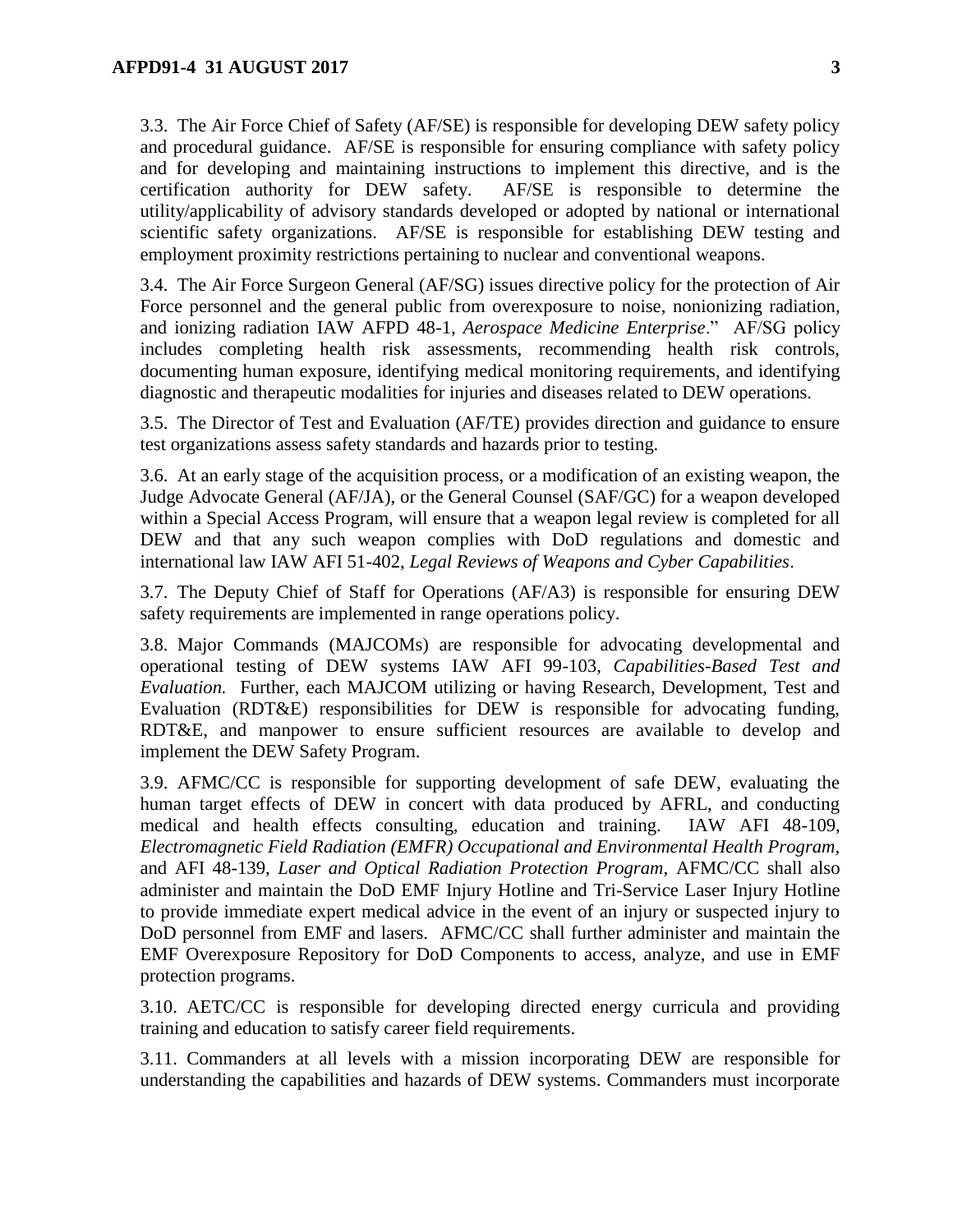3.3. The Air Force Chief of Safety (AF/SE) is responsible for developing DEW safety policy and procedural guidance. AF/SE is responsible for ensuring compliance with safety policy and for developing and maintaining instructions to implement this directive, and is the certification authority for DEW safety. AF/SE is responsible to determine the utility/applicability of advisory standards developed or adopted by national or international scientific safety organizations. AF/SE is responsible for establishing DEW testing and employment proximity restrictions pertaining to nuclear and conventional weapons.

3.4. The Air Force Surgeon General (AF/SG) issues directive policy for the protection of Air Force personnel and the general public from overexposure to noise, nonionizing radiation, and ionizing radiation IAW AFPD 48-1, *Aerospace Medicine Enterprise*." AF/SG policy includes completing health risk assessments, recommending health risk controls, documenting human exposure, identifying medical monitoring requirements, and identifying diagnostic and therapeutic modalities for injuries and diseases related to DEW operations.

3.5. The Director of Test and Evaluation (AF/TE) provides direction and guidance to ensure test organizations assess safety standards and hazards prior to testing.

3.6. At an early stage of the acquisition process, or a modification of an existing weapon, the Judge Advocate General (AF/JA), or the General Counsel (SAF/GC) for a weapon developed within a Special Access Program, will ensure that a weapon legal review is completed for all DEW and that any such weapon complies with DoD regulations and domestic and international law IAW AFI 51-402, *Legal Reviews of Weapons and Cyber Capabilities*.

3.7. The Deputy Chief of Staff for Operations (AF/A3) is responsible for ensuring DEW safety requirements are implemented in range operations policy.

3.8. Major Commands (MAJCOMs) are responsible for advocating developmental and operational testing of DEW systems IAW AFI 99-103, *Capabilities-Based Test and Evaluation.* Further, each MAJCOM utilizing or having Research, Development, Test and Evaluation (RDT&E) responsibilities for DEW is responsible for advocating funding, RDT&E, and manpower to ensure sufficient resources are available to develop and implement the DEW Safety Program.

3.9. AFMC/CC is responsible for supporting development of safe DEW, evaluating the human target effects of DEW in concert with data produced by AFRL, and conducting medical and health effects consulting, education and training. IAW AFI 48-109, *Electromagnetic Field Radiation (EMFR) Occupational and Environmental Health Program*, and AFI 48-139, *Laser and Optical Radiation Protection Program*, AFMC/CC shall also administer and maintain the DoD EMF Injury Hotline and Tri-Service Laser Injury Hotline to provide immediate expert medical advice in the event of an injury or suspected injury to DoD personnel from EMF and lasers. AFMC/CC shall further administer and maintain the EMF Overexposure Repository for DoD Components to access, analyze, and use in EMF protection programs.

3.10. AETC/CC is responsible for developing directed energy curricula and providing training and education to satisfy career field requirements.

3.11. Commanders at all levels with a mission incorporating DEW are responsible for understanding the capabilities and hazards of DEW systems. Commanders must incorporate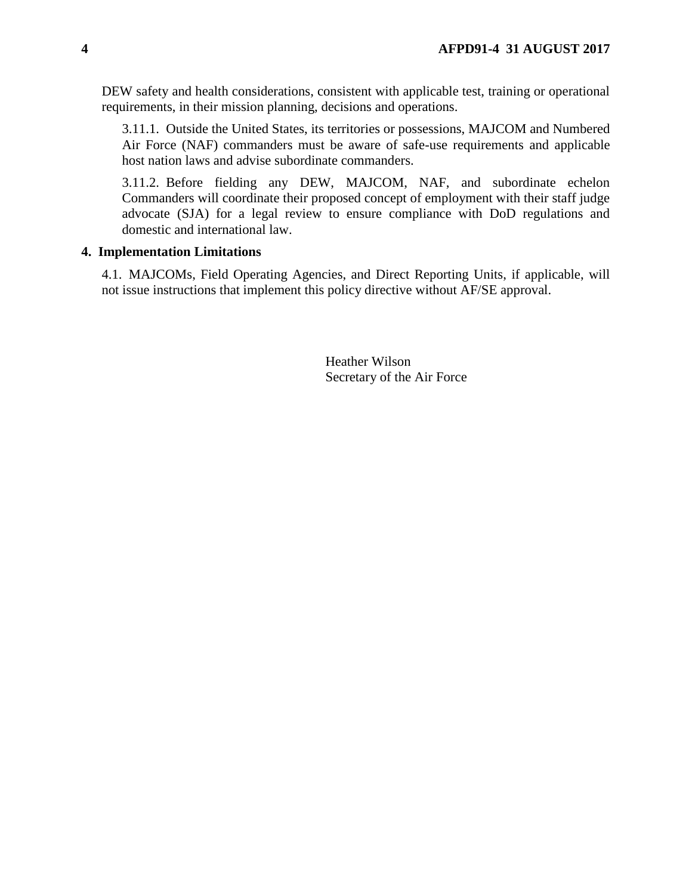DEW safety and health considerations, consistent with applicable test, training or operational requirements, in their mission planning, decisions and operations.

3.11.1. Outside the United States, its territories or possessions, MAJCOM and Numbered Air Force (NAF) commanders must be aware of safe-use requirements and applicable host nation laws and advise subordinate commanders.

3.11.2. Before fielding any DEW, MAJCOM, NAF, and subordinate echelon Commanders will coordinate their proposed concept of employment with their staff judge advocate (SJA) for a legal review to ensure compliance with DoD regulations and domestic and international law.

## 4. Implementation Limitations

4.1. MAJCOMs, Field Operating Agencies, and Direct Reporting Units, if applicable, will not issue instructions that implement this policy directive without AF/SE approval.

Heather Wilson
Secretary of the Air Force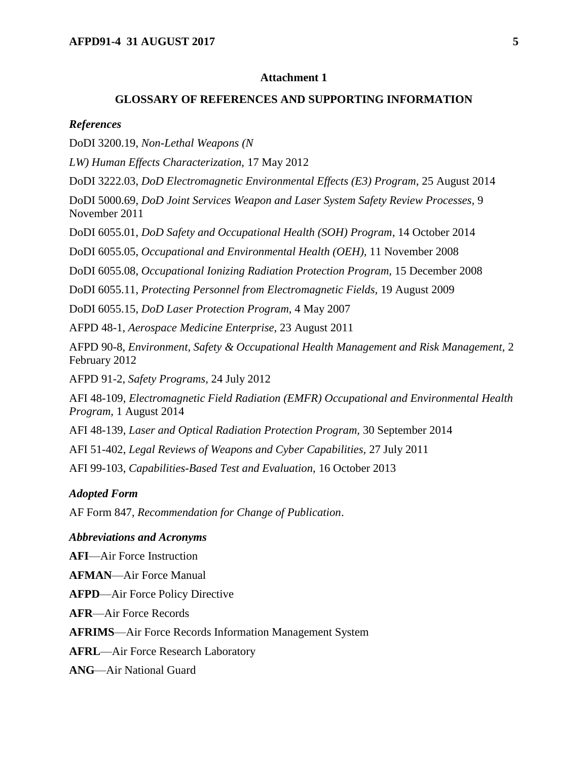## Attachment 1

## GLOSSARY OF REFERENCES AND SUPPORTING INFORMATION

### *References*

DoDI 3200.19, *Non-Lethal Weapons (N*

*LW) Human Effects Characterization,* 17 May 2012

DoDI 3222.03, *DoD Electromagnetic Environmental Effects (E3) Program,* 25 August 2014

DoDI 5000.69, *DoD Joint Services Weapon and Laser System Safety Review Processes,* 9 November 2011

DoDI 6055.01, *DoD Safety and Occupational Health (SOH) Program*, 14 October 2014

DoDI 6055.05, *Occupational and Environmental Health (OEH),* 11 November 2008

DoDI 6055.08, *Occupational Ionizing Radiation Protection Program,* 15 December 2008

DoDI 6055.11, *Protecting Personnel from Electromagnetic Fields,* 19 August 2009

DoDI 6055.15, *DoD Laser Protection Program*, 4 May 2007

AFPD 48-1, *Aerospace Medicine Enterprise,* 23 August 2011

AFPD 90-8, *Environment, Safety & Occupational Health Management and Risk Management,* 2 February 2012

AFPD 91-2, *Safety Programs,* 24 July 2012

AFI 48-109, *Electromagnetic Field Radiation (EMFR) Occupational and Environmental Health Program,* 1 August 2014

AFI 48-139, *Laser and Optical Radiation Protection Program,* 30 September 2014

AFI 51-402, *Legal Reviews of Weapons and Cyber Capabilities*, 27 July 2011

AFI 99-103, *Capabilities-Based Test and Evaluation,* 16 October 2013

### *Adopted Form*

AF Form 847, *Recommendation for Change of Publication*.

### *Abbreviations and Acronyms*

**AFI**—Air Force Instruction

**AFMAN**—Air Force Manual

**AFPD**—Air Force Policy Directive

**AFR**—Air Force Records

**AFRIMS**—Air Force Records Information Management System

**AFRL**—Air Force Research Laboratory

**ANG**—Air National Guard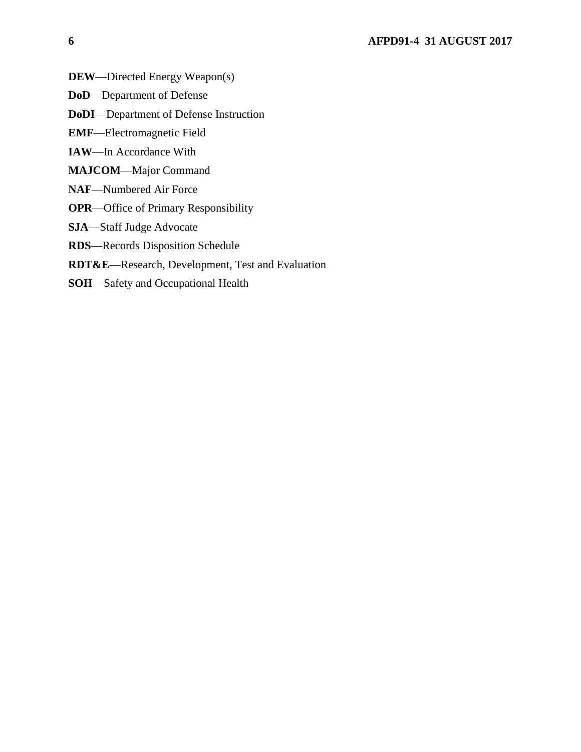**DEW**—Directed Energy Weapon(s)

**DoD**—Department of Defense

**DoDI**—Department of Defense Instruction

**EMF**—Electromagnetic Field

**IAW**—In Accordance With

**MAJCOM**—Major Command

**NAF**—Numbered Air Force

**OPR**—Office of Primary Responsibility

**SJA**—Staff Judge Advocate

**RDS**—Records Disposition Schedule

**RDT&E**—Research, Development, Test and Evaluation

**SOH**—Safety and Occupational Health